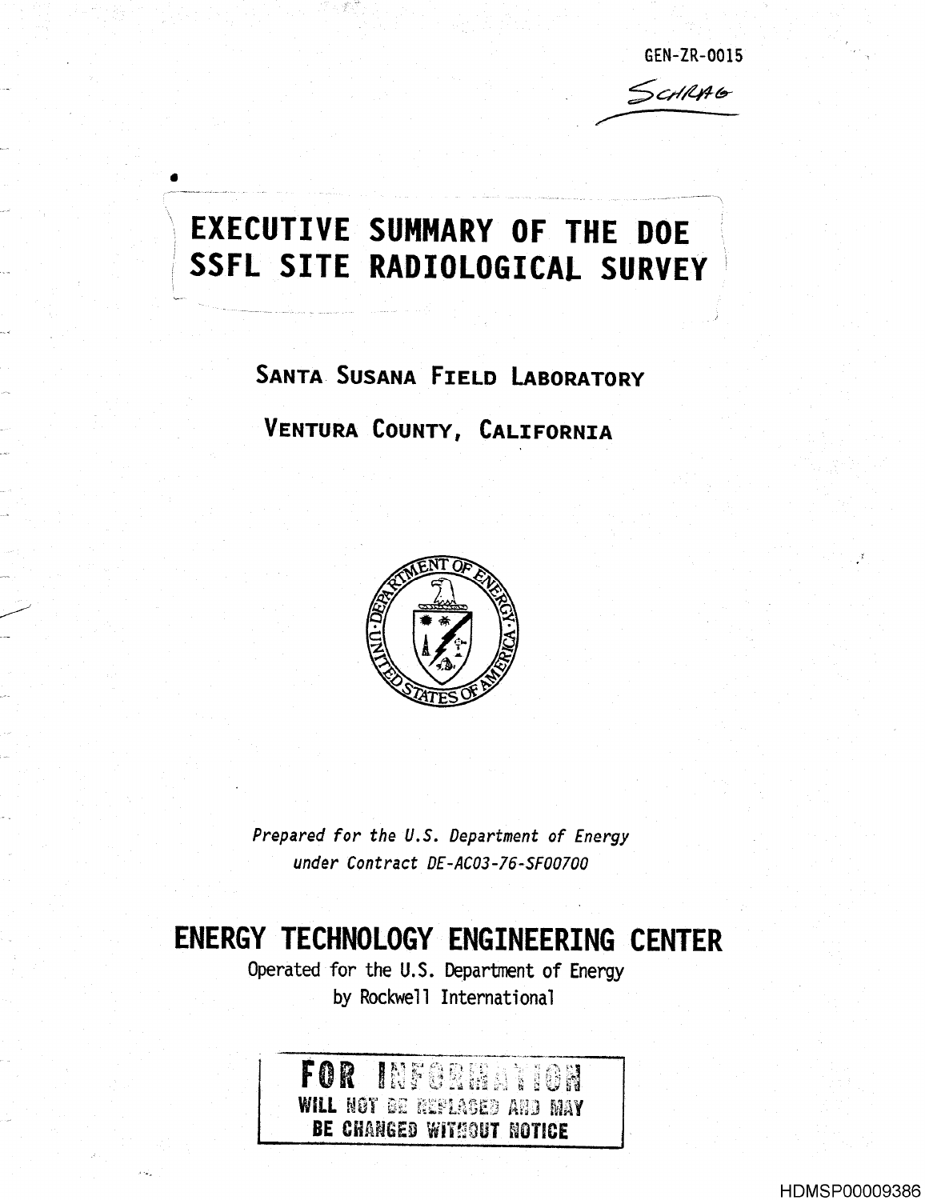GEN-ZR-0015

SCHRAG

# EXECUTIVE SUMMARY OF THE DOE SSFL SITE RADIOLOGICAL SURVEY

## SANTA SUSANA FIELD LABORATORY

## VENTURA COUNTY, CALIFORNIA

*Prepared for the U.S. Department of Energy*
*under Contract DE-AC03-76-SF00700*

# ENERGY TECHNOLOGY ENGINEERING CENTER

Operated for the U.S. Department of Energy
by Rockwell International

**FOR INFORMATION**
**WILL NOT BE REPLACED AND MAY BE CHANGED WITHOUT NOTICE**

HDMSP00009386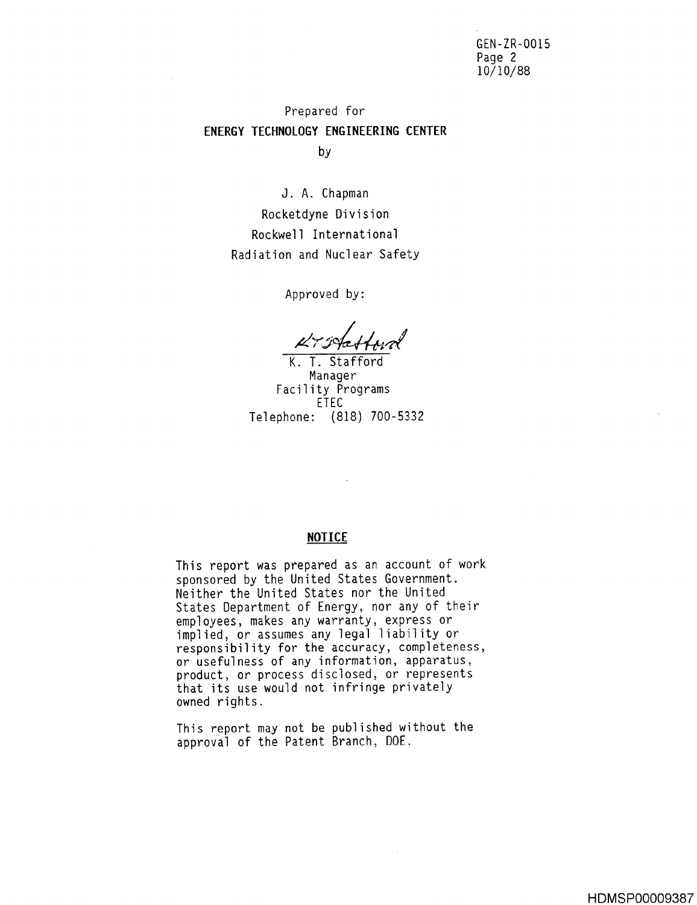Prepared for

**ENERGY TECHNOLOGY ENGINEERING CENTER**

by

J. A. Chapman

Rocketdyne Division

Rockwell International

Radiation and Nuclear Safety

Approved by:

K. T. Stafford

Manager

Facility Programs

ETEC

Telephone: (818) 700-5332

**NOTICE**

This report was prepared as an account of work sponsored by the United States Government. Neither the United States nor the United States Department of Energy, nor any of their employees, makes any warranty, express or implied, or assumes any legal liability or responsibility for the accuracy, completeness, or usefulness of any information, apparatus, product, or process disclosed, or represents that its use would not infringe privately owned rights.

This report may not be published without the approval of the Patent Branch, DOE.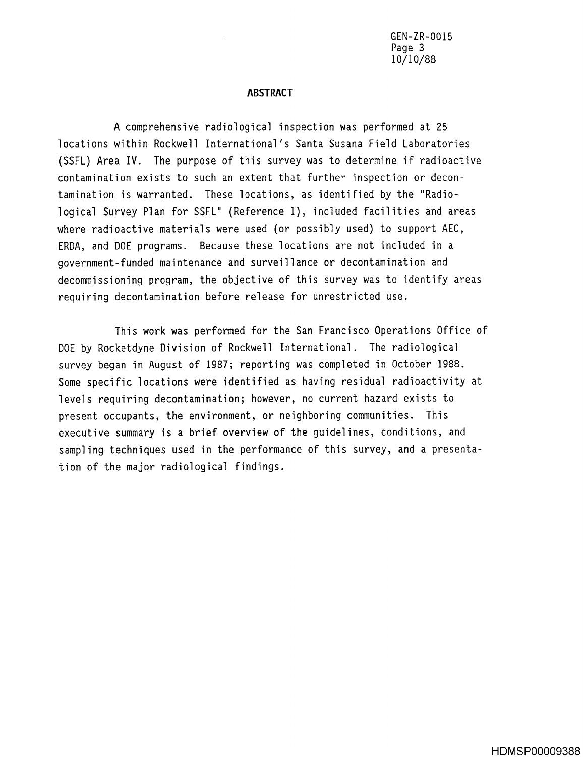## ABSTRACT

A comprehensive radiological inspection was performed at 25 locations within Rockwell International's Santa Susana Field Laboratories (SSFL) Area IV. The purpose of this survey was to determine if radioactive contamination exists to such an extent that further inspection or decontamination is warranted. These locations, as identified by the "Radiological Survey Plan for SSFL" (Reference 1), included facilities and areas where radioactive materials were used (or possibly used) to support AEC, ERDA, and DOE programs. Because these locations are not included in a government-funded maintenance and surveillance or decontamination and decommissioning program, the objective of this survey was to identify areas requiring decontamination before release for unrestricted use.

This work was performed for the San Francisco Operations Office of DOE by Rocketdyne Division of Rockwell International. The radiological survey began in August of 1987; reporting was completed in October 1988. Some specific locations were identified as having residual radioactivity at levels requiring decontamination; however, no current hazard exists to present occupants, the environment, or neighboring communities. This executive summary is a brief overview of the guidelines, conditions, and sampling techniques used in the performance of this survey, and a presentation of the major radiological findings.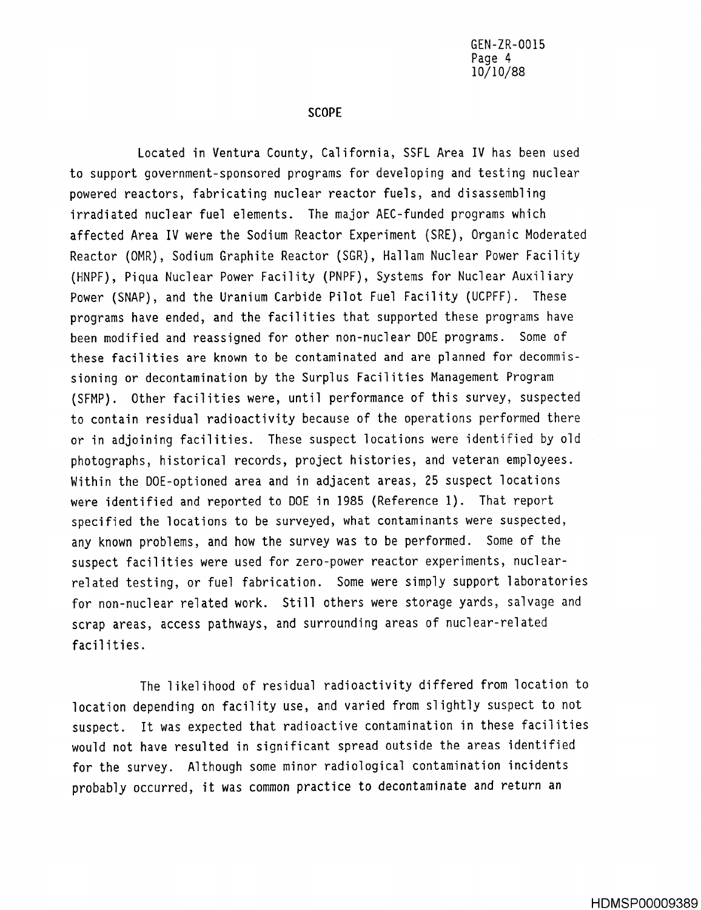## SCOPE

Located in Ventura County, California, SSFL Area IV has been used to support government-sponsored programs for developing and testing nuclear powered reactors, fabricating nuclear reactor fuels, and disassembling irradiated nuclear fuel elements. The major AEC-funded programs which affected Area IV were the Sodium Reactor Experiment (SRE), Organic Moderated Reactor (OMR), Sodium Graphite Reactor (SGR), Hallam Nuclear Power Facility (HNPF), Piqua Nuclear Power Facility (PNPF), Systems for Nuclear Auxiliary Power (SNAP), and the Uranium Carbide Pilot Fuel Facility (UCPFF). These programs have ended, and the facilities that supported these programs have been modified and reassigned for other non-nuclear DOE programs. Some of these facilities are known to be contaminated and are planned for decommissioning or decontamination by the Surplus Facilities Management Program (SFMP). Other facilities were, until performance of this survey, suspected to contain residual radioactivity because of the operations performed there or in adjoining facilities. These suspect locations were identified by old photographs, historical records, project histories, and veteran employees. Within the DOE-optioned area and in adjacent areas, 25 suspect locations were identified and reported to DOE in 1985 (Reference 1). That report specified the locations to be surveyed, what contaminants were suspected, any known problems, and how the survey was to be performed. Some of the suspect facilities were used for zero-power reactor experiments, nuclear-related testing, or fuel fabrication. Some were simply support laboratories for non-nuclear related work. Still others were storage yards, salvage and scrap areas, access pathways, and surrounding areas of nuclear-related facilities.

The likelihood of residual radioactivity differed from location to location depending on facility use, and varied from slightly suspect to not suspect. It was expected that radioactive contamination in these facilities would not have resulted in significant spread outside the areas identified for the survey. Although some minor radiological contamination incidents probably occurred, it was common practice to decontaminate and return an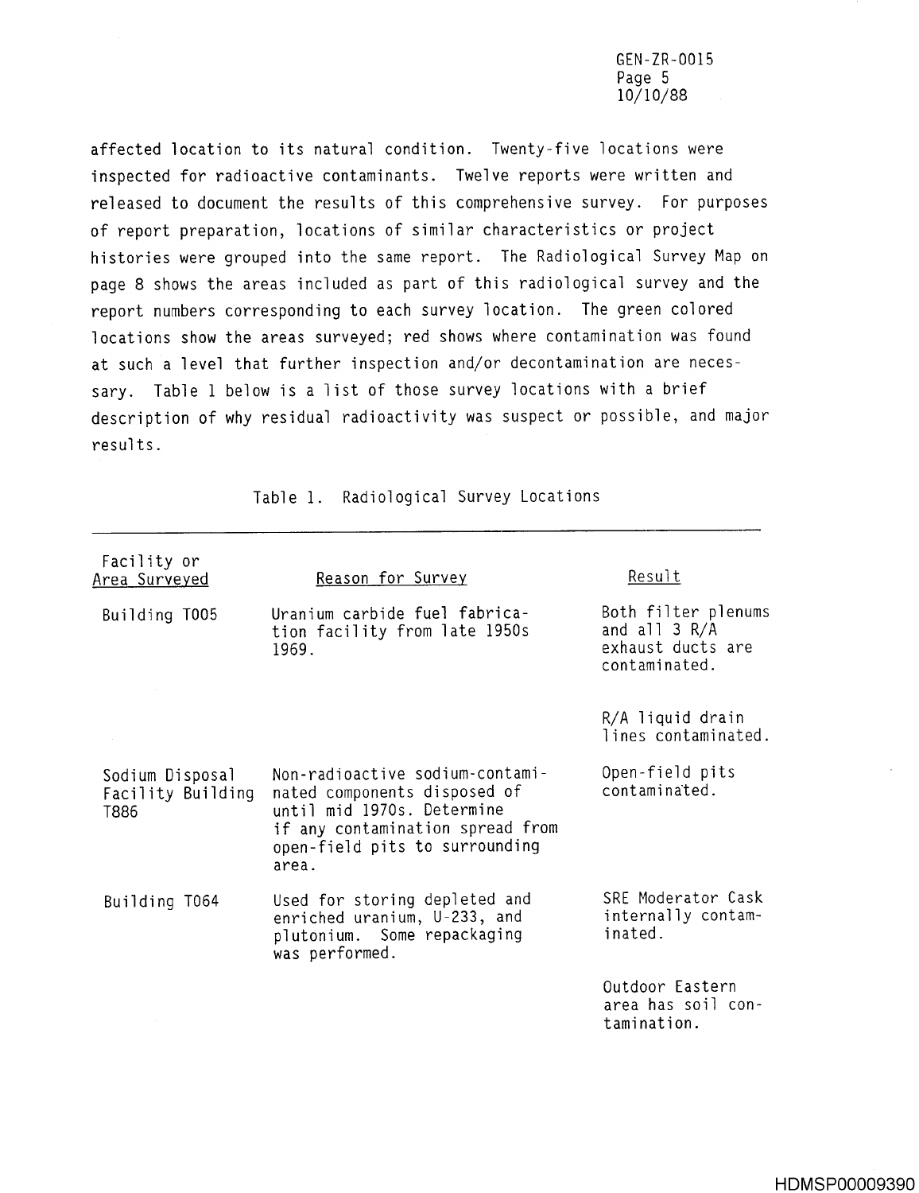affected location to its natural condition. Twenty-five locations were inspected for radioactive contaminants. Twelve reports were written and released to document the results of this comprehensive survey. For purposes of report preparation, locations of similar characteristics or project histories were grouped into the same report. The Radiological Survey Map on page 8 shows the areas included as part of this radiological survey and the report numbers corresponding to each survey location. The green colored locations show the areas surveyed; red shows where contamination was found at such a level that further inspection and/or decontamination are necessary. Table 1 below is a list of those survey locations with a brief description of why residual radioactivity was suspect or possible, and major results.

Table 1. Radiological Survey Locations

| Facility or Area Surveyed | Reason for Survey | Result |
|---|---|---|
| Building T005 | Uranium carbide fuel fabrication facility from late 1950s 1969. | Both filter plenums and all 3 R/A exhaust ducts are contaminated. |
| | | R/A liquid drain lines contaminated. |
| Sodium Disposal Facility Building T886 | Non-radioactive sodium-contaminated components disposed of until mid 1970s. Determine if any contamination spread from open-field pits to surrounding area. | Open-field pits contaminated. |
| Building T064 | Used for storing depleted and enriched uranium, U-233, and plutonium. Some repackaging was performed. | SRE Moderator Cask internally contaminated. |
| | | Outdoor Eastern area has soil contamination. |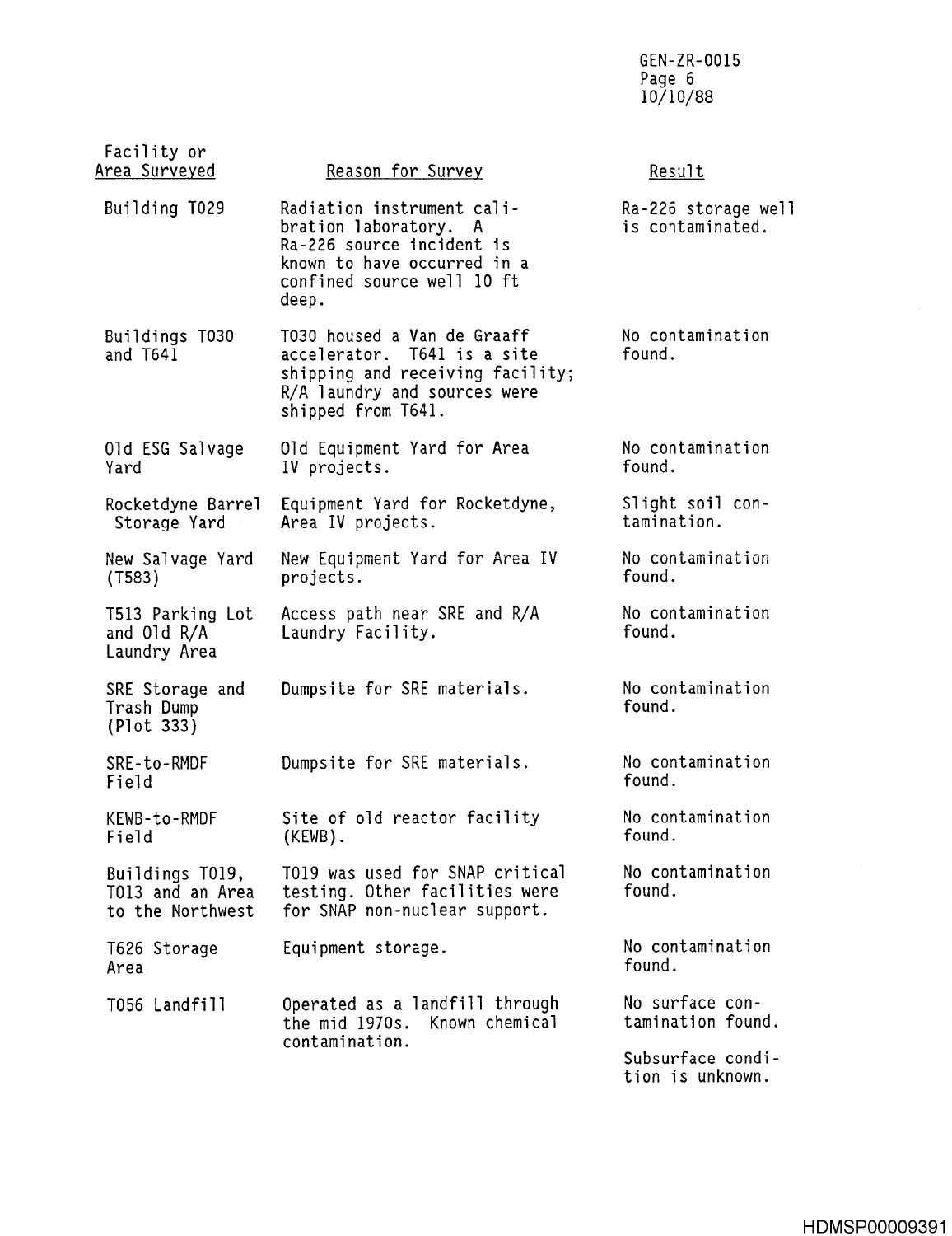| Facility or Area Surveyed | Reason for Survey | Result |
|---|---|---|
| Building T029 | Radiation instrument calibration laboratory. A Ra-226 source incident is known to have occurred in a confined source well 10 ft deep. | Ra-226 storage well is contaminated. |
| Buildings T030 and T641 | T030 housed a Van de Graaff accelerator. T641 is a site shipping and receiving facility; R/A laundry and sources were shipped from T641. | No contamination found. |
| Old ESG Salvage Yard | Old Equipment Yard for Area IV projects. | No contamination found. |
| Rocketdyne Barrel Storage Yard | Equipment Yard for Rocketdyne, Area IV projects. | Slight soil contamination. |
| New Salvage Yard (T583) | New Equipment Yard for Area IV projects. | No contamination found. |
| T513 Parking Lot and Old R/A Laundry Area | Access path near SRE and R/A Laundry Facility. | No contamination found. |
| SRE Storage and Trash Dump (Plot 333) | Dumpsite for SRE materials. | No contamination found. |
| SRE-to-RMDF Field | Dumpsite for SRE materials. | No contamination found. |
| KEWB-to-RMDF Field | Site of old reactor facility (KEWB). | No contamination found. |
| Buildings T019, T013 and an Area to the Northwest | T019 was used for SNAP critical testing. Other facilities were for SNAP non-nuclear support. | No contamination found. |
| T626 Storage Area | Equipment storage. | No contamination found. |
| T056 Landfill | Operated as a landfill through the mid 1970s. Known chemical contamination. | No surface contamination found. Subsurface condition is unknown. |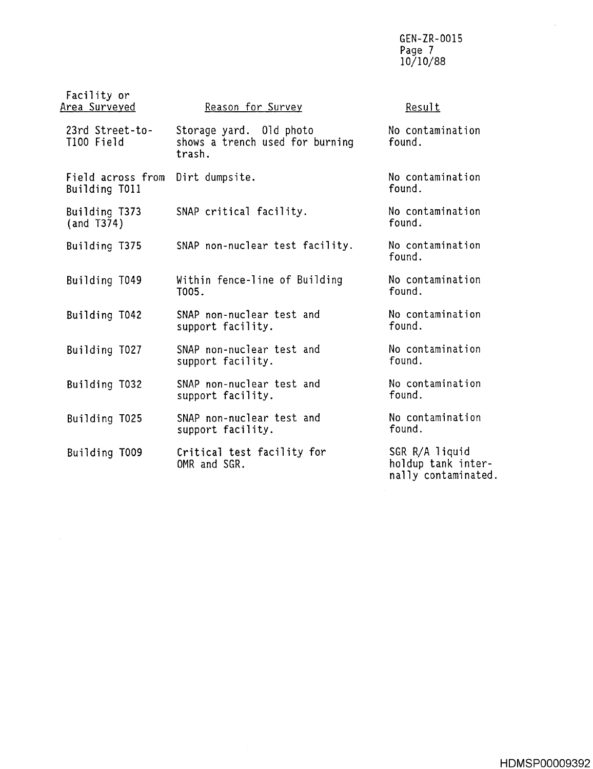| Facility or Area Surveyed | Reason for Survey | Result |
|---|---|---|
| 23rd Street-to-T100 Field | Storage yard. Old photo shows a trench used for burning trash. | No contamination found. |
| Field across from Building T011 | Dirt dumpsite. | No contamination found. |
| Building T373 (and T374) | SNAP critical facility. | No contamination found. |
| Building T375 | SNAP non-nuclear test facility. | No contamination found. |
| Building T049 | Within fence-line of Building T005. | No contamination found. |
| Building T042 | SNAP non-nuclear test and support facility. | No contamination found. |
| Building T027 | SNAP non-nuclear test and support facility. | No contamination found. |
| Building T032 | SNAP non-nuclear test and support facility. | No contamination found. |
| Building T025 | SNAP non-nuclear test and support facility. | No contamination found. |
| Building T009 | Critical test facility for OMR and SGR. | SGR R/A liquid holdup tank internally contaminated. |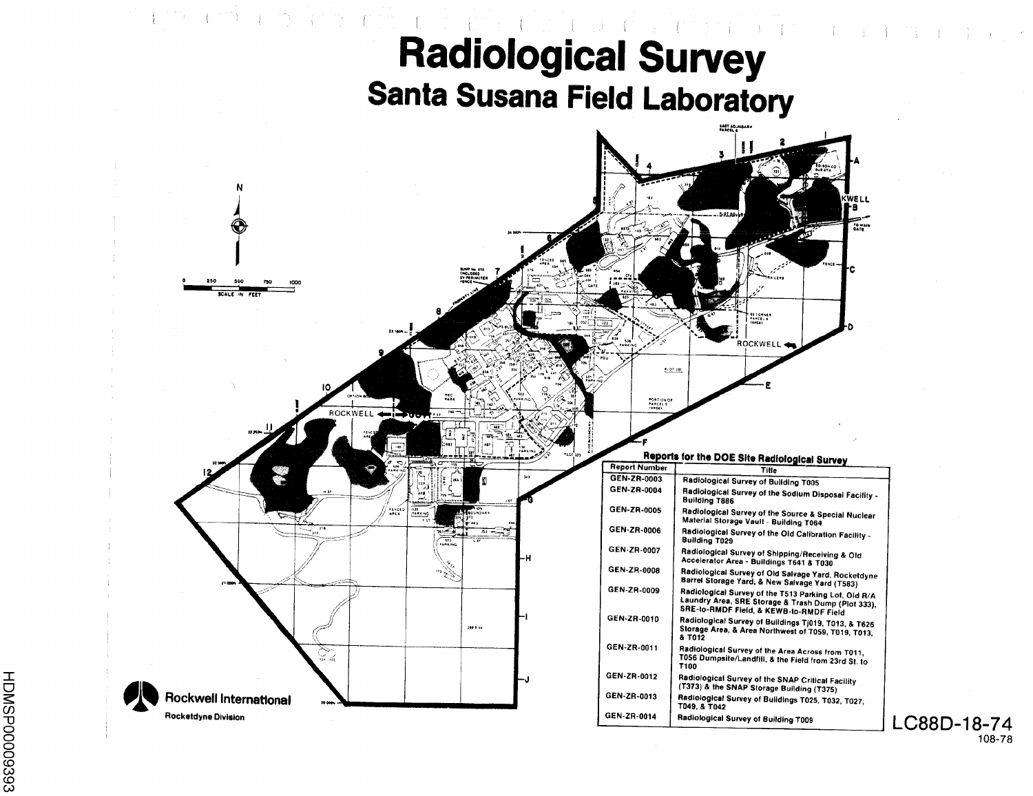# Radiological Survey

## Santa Susana Field Laboratory

**Reports for the DOE Site Radiological Survey**

| Report Number | Title |
| --- | --- |
| GEN-ZR-0003 | Radiological Survey of Building T005 |
| GEN-ZR-0004 | Radiological Survey of the Sodium Disposal Facility - Building T886 |
| GEN-ZR-0005 | Radiological Survey of the Source & Special Nuclear Material Storage Vault - Building T064 |
| GEN-ZR-0006 | Radiological Survey of the Old Calibration Facility - Building T029 |
| GEN-ZR-0007 | Radiological Survey of Shipping/Receiving & Old Accelerator Area - Buildings T641 & T030 |
| GEN-ZR-0008 | Radiological Survey of Old Salvage Yard, Rocketdyne Barrel Storage Yard, & New Salvage Yard (T583) |
| GEN-ZR-0009 | Radiological Survey of the T513 Parking Lot, Old R/A Laundry Area, SRE Storage & Trash Dump (Plot 333), SRE-to-RMDF Field, & KEWB-to-RMDF Field |
| GEN-ZR-0010 | Radiological Survey of Buildings Tj019, T013, & T626 Storage Area, & Area Northwest of T059, T019, T013, & T012 |
| GEN-ZR-0011 | Radiological Survey of the Area Across from T011, T056 Dumpsite/Landfill, & the Field from 23rd St. to T100 |
| GEN-ZR-0012 | Radiological Survey of the SNAP Critical Facility (T373) & the SNAP Storage Building (T375) |
| GEN-ZR-0013 | Radiological Survey of Buildings T025, T032, T027, T049, & T042 |
| GEN-ZR-0014 | Radiological Survey of Building T009 |

**Rockwell International**
Rocketdyne Division

LC88D-18-74
108-78

HDMSP00009393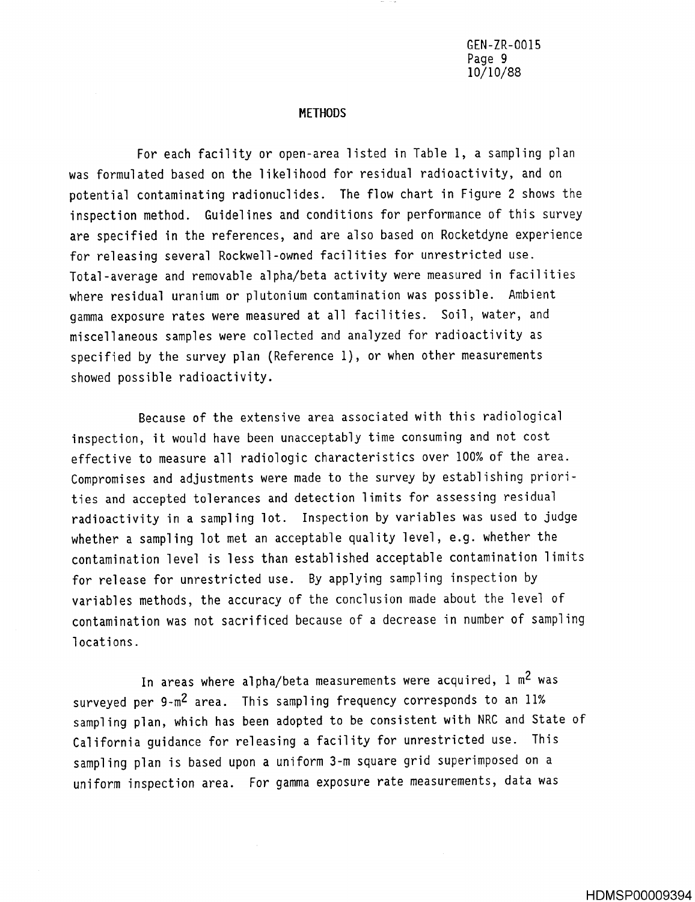## METHODS

For each facility or open-area listed in Table 1, a sampling plan was formulated based on the likelihood for residual radioactivity, and on potential contaminating radionuclides. The flow chart in Figure 2 shows the inspection method. Guidelines and conditions for performance of this survey are specified in the references, and are also based on Rocketdyne experience for releasing several Rockwell-owned facilities for unrestricted use. Total-average and removable alpha/beta activity were measured in facilities where residual uranium or plutonium contamination was possible. Ambient gamma exposure rates were measured at all facilities. Soil, water, and miscellaneous samples were collected and analyzed for radioactivity as specified by the survey plan (Reference 1), or when other measurements showed possible radioactivity.

Because of the extensive area associated with this radiological inspection, it would have been unacceptably time consuming and not cost effective to measure all radiologic characteristics over 100% of the area. Compromises and adjustments were made to the survey by establishing priorities and accepted tolerances and detection limits for assessing residual radioactivity in a sampling lot. Inspection by variables was used to judge whether a sampling lot met an acceptable quality level, e.g. whether the contamination level is less than established acceptable contamination limits for release for unrestricted use. By applying sampling inspection by variables methods, the accuracy of the conclusion made about the level of contamination was not sacrificed because of a decrease in number of sampling locations.

In areas where alpha/beta measurements were acquired, 1 $m^2$ was surveyed per 9-$m^2$ area. This sampling frequency corresponds to an 11% sampling plan, which has been adopted to be consistent with NRC and State of California guidance for releasing a facility for unrestricted use. This sampling plan is based upon a uniform 3-m square grid superimposed on a uniform inspection area. For gamma exposure rate measurements, data was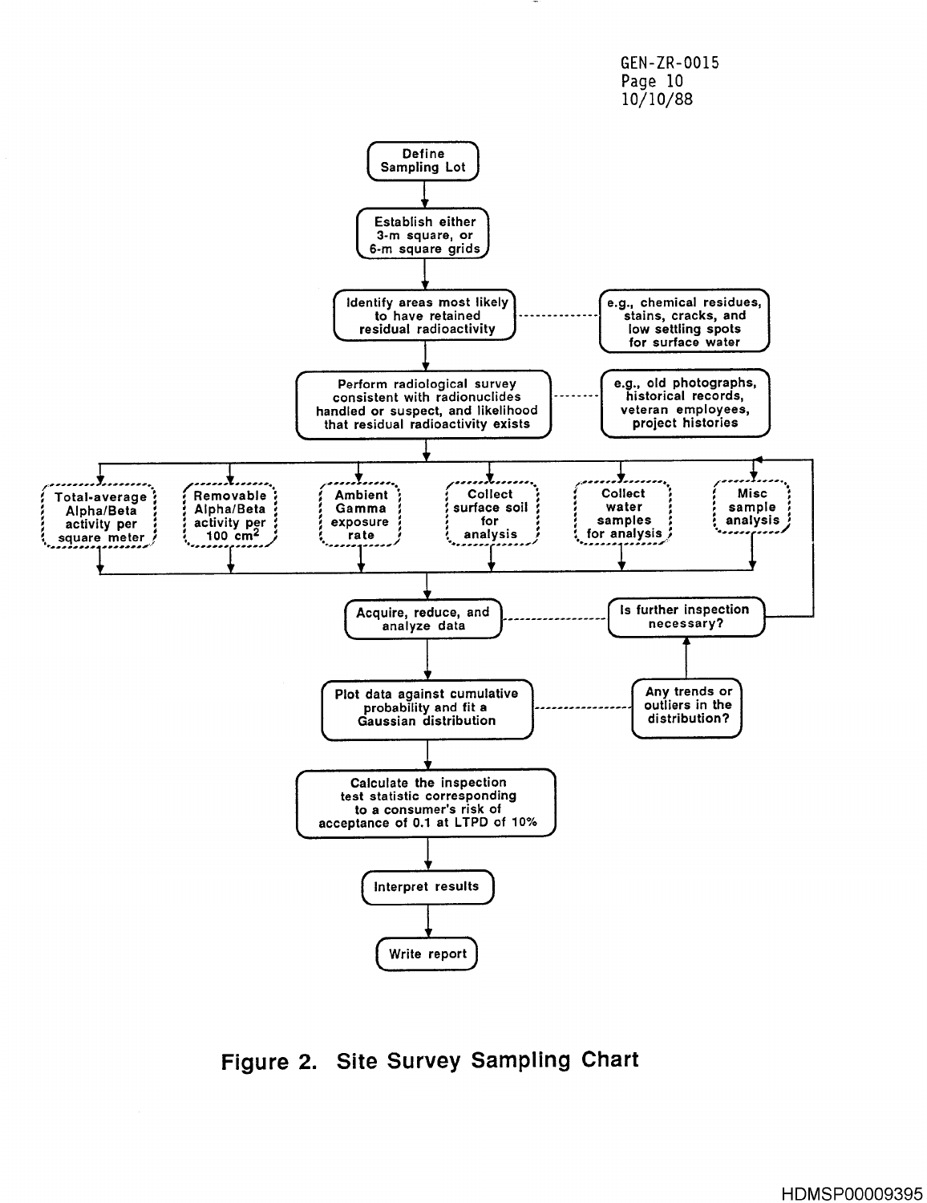Define Sampling Lot

Establish either 3-m square, or 6-m square grids

Identify areas most likely to have retained residual radioactivity

e.g., chemical residues, stains, cracks, and low settling spots for surface water

Perform radiological survey consistent with radionuclides handled or suspect, and likelihood that residual radioactivity exists

e.g., old photographs, historical records, veteran employees, project histories

Total-average Alpha/Beta activity per square meter

Removable Alpha/Beta activity per 100 $cm^2$

Ambient Gamma exposure rate

Collect surface soil for analysis

Collect water samples for analysis

Misc sample analysis

Acquire, reduce, and analyze data

Is further inspection necessary?

Plot data against cumulative probability and fit a Gaussian distribution

Any trends or outliers in the distribution?

Calculate the inspection test statistic corresponding to a consumer's risk of acceptance of 0.1 at LTPD of 10%

Interpret results

Write report

**Figure 2. Site Survey Sampling Chart**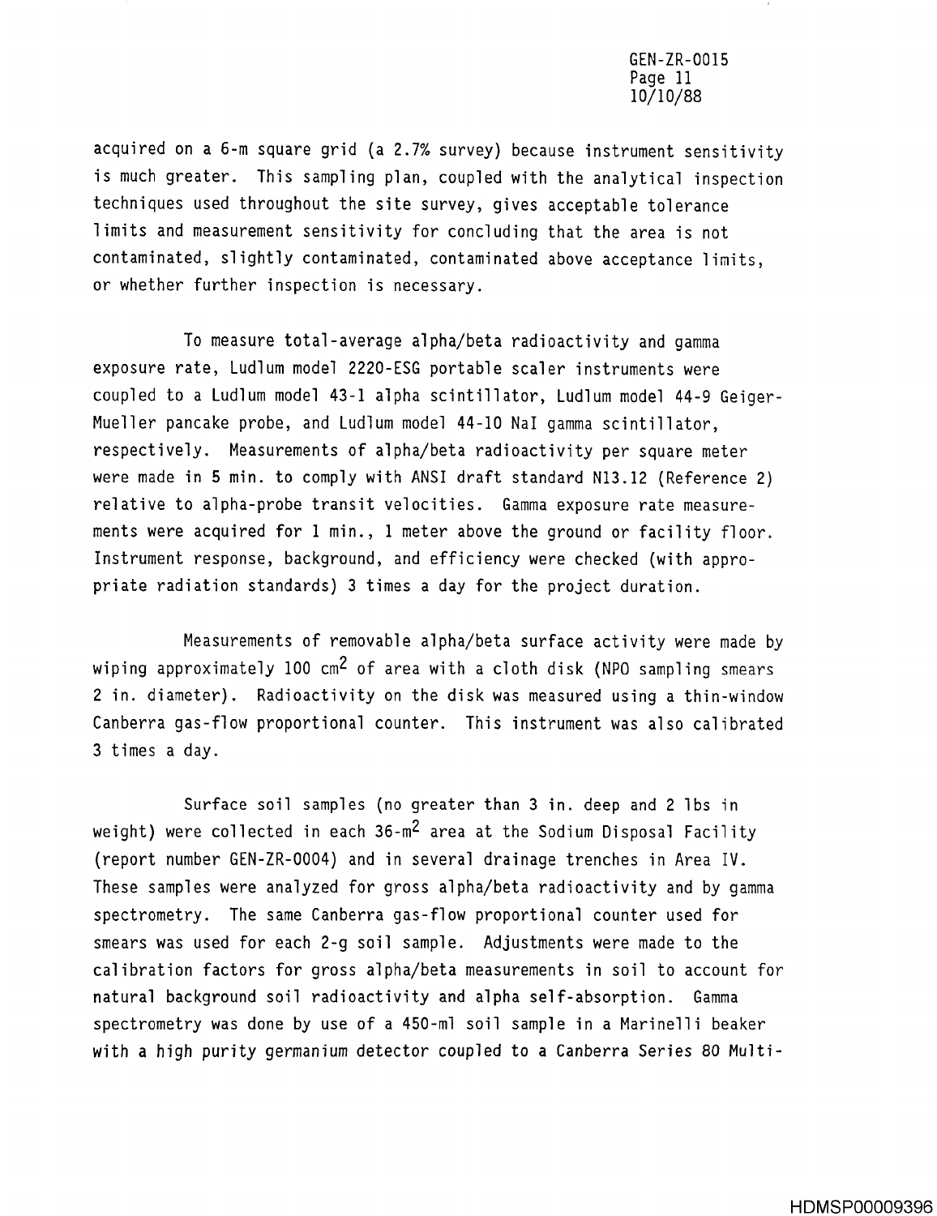acquired on a 6-m square grid (a 2.7% survey) because instrument sensitivity is much greater. This sampling plan, coupled with the analytical inspection techniques used throughout the site survey, gives acceptable tolerance limits and measurement sensitivity for concluding that the area is not contaminated, slightly contaminated, contaminated above acceptance limits, or whether further inspection is necessary.

To measure total-average alpha/beta radioactivity and gamma exposure rate, Ludlum model 2220-ESG portable scaler instruments were coupled to a Ludlum model 43-1 alpha scintillator, Ludlum model 44-9 Geiger-Mueller pancake probe, and Ludlum model 44-10 NaI gamma scintillator, respectively. Measurements of alpha/beta radioactivity per square meter were made in 5 min. to comply with ANSI draft standard N13.12 (Reference 2) relative to alpha-probe transit velocities. Gamma exposure rate measurements were acquired for 1 min., 1 meter above the ground or facility floor. Instrument response, background, and efficiency were checked (with appropriate radiation standards) 3 times a day for the project duration.

Measurements of removable alpha/beta surface activity were made by wiping approximately 100 $cm^2$ of area with a cloth disk (NPO sampling smears 2 in. diameter). Radioactivity on the disk was measured using a thin-window Canberra gas-flow proportional counter. This instrument was also calibrated 3 times a day.

Surface soil samples (no greater than 3 in. deep and 2 lbs in weight) were collected in each 36-$m^2$ area at the Sodium Disposal Facility (report number GEN-ZR-0004) and in several drainage trenches in Area IV. These samples were analyzed for gross alpha/beta radioactivity and by gamma spectrometry. The same Canberra gas-flow proportional counter used for smears was used for each 2-g soil sample. Adjustments were made to the calibration factors for gross alpha/beta measurements in soil to account for natural background soil radioactivity and alpha self-absorption. Gamma spectrometry was done by use of a 450-ml soil sample in a Marinelli beaker with a high purity germanium detector coupled to a Canberra Series 80 Multi-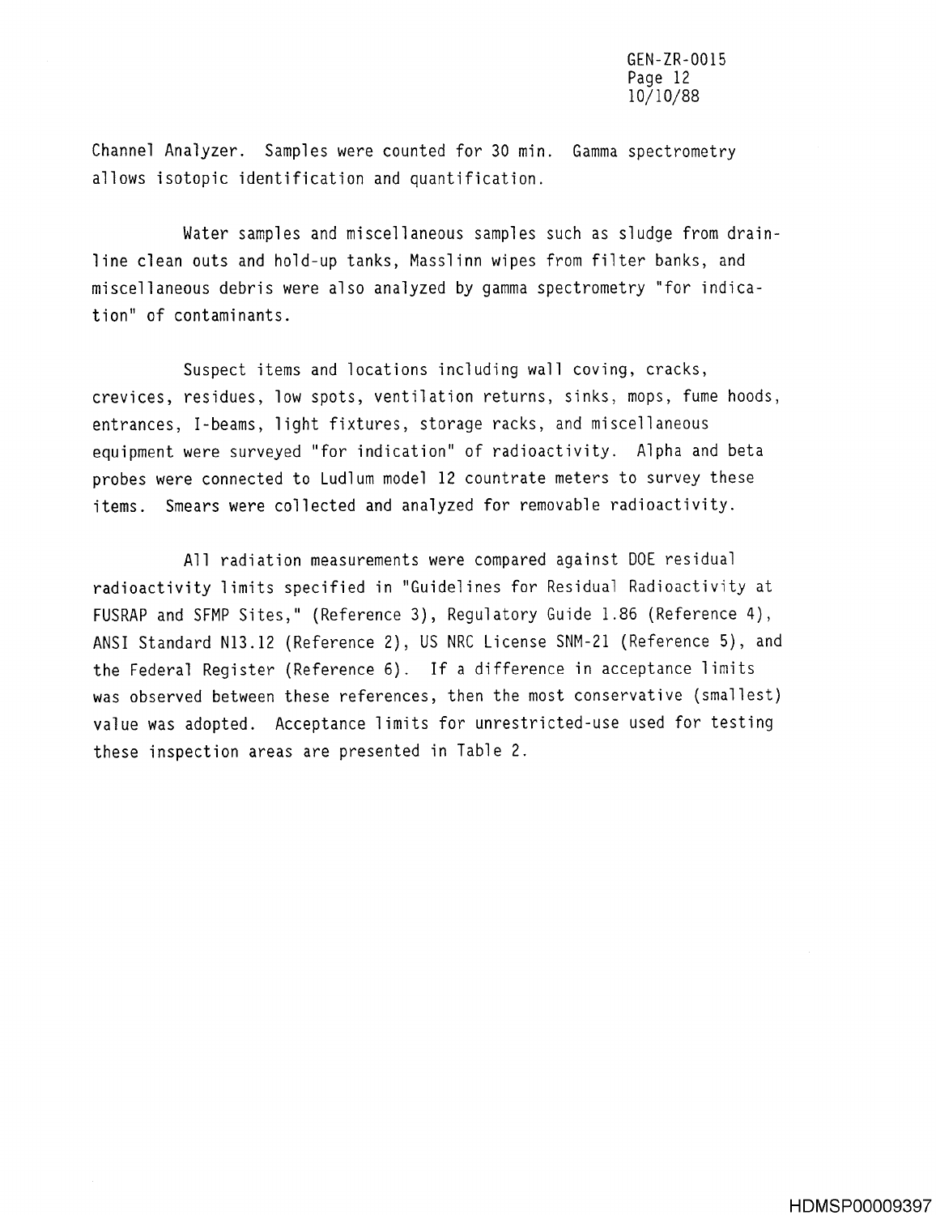Channel Analyzer. Samples were counted for 30 min. Gamma spectrometry allows isotopic identification and quantification.

Water samples and miscellaneous samples such as sludge from drain-line clean outs and hold-up tanks, Masslinn wipes from filter banks, and miscellaneous debris were also analyzed by gamma spectrometry "for indication" of contaminants.

Suspect items and locations including wall coving, cracks, crevices, residues, low spots, ventilation returns, sinks, mops, fume hoods, entrances, I-beams, light fixtures, storage racks, and miscellaneous equipment were surveyed "for indication" of radioactivity. Alpha and beta probes were connected to Ludlum model 12 countrate meters to survey these items. Smears were collected and analyzed for removable radioactivity.

All radiation measurements were compared against DOE residual radioactivity limits specified in "Guidelines for Residual Radioactivity at FUSRAP and SFMP Sites," (Reference 3), Regulatory Guide 1.86 (Reference 4), ANSI Standard N13.12 (Reference 2), US NRC License SNM-21 (Reference 5), and the Federal Register (Reference 6). If a difference in acceptance limits was observed between these references, then the most conservative (smallest) value was adopted. Acceptance limits for unrestricted-use used for testing these inspection areas are presented in Table 2.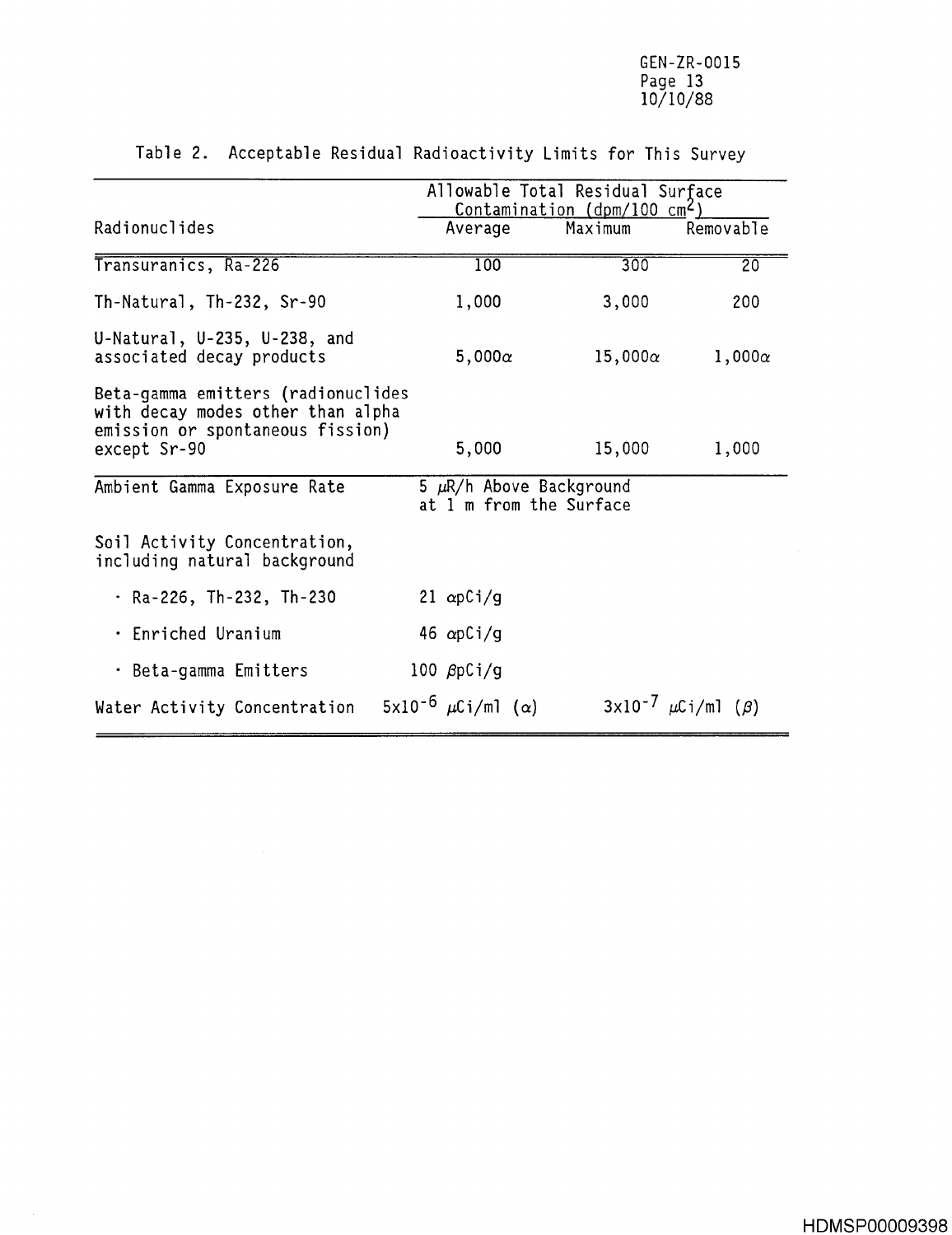Table 2. Acceptable Residual Radioactivity Limits for This Survey

| Radionuclides | Allowable Total Residual Surface Contamination (dpm/100 $cm^2$) | | |
|---|---|---|---|
| | Average | Maximum | Removable |
| Transuranics, Ra-226 | 100 | 300 | 20 |
| Th-Natural, Th-232, Sr-90 | 1,000 | 3,000 | 200 |
| U-Natural, U-235, U-238, and associated decay products | 5,000$\alpha$ | 15,000$\alpha$ | 1,000$\alpha$ |
| Beta-gamma emitters (radionuclides with decay modes other than alpha emission or spontaneous fission) except Sr-90 | 5,000 | 15,000 | 1,000 |
| Ambient Gamma Exposure Rate | 5 $\mu$R/h Above Background at 1 m from the Surface | | |
| Soil Activity Concentration, including natural background | | | |
| · Ra-226, Th-232, Th-230 | 21 $\alpha$pCi/g | | |
| · Enriched Uranium | 46 $\alpha$pCi/g | | |
| · Beta-gamma Emitters | 100 $\beta$pCi/g | | |
| Water Activity Concentration | $5 \times 10^{-6}$ $\mu$Ci/ml ($\alpha$) | | $3 \times 10^{-7}$ $\mu$Ci/ml ($\beta$) |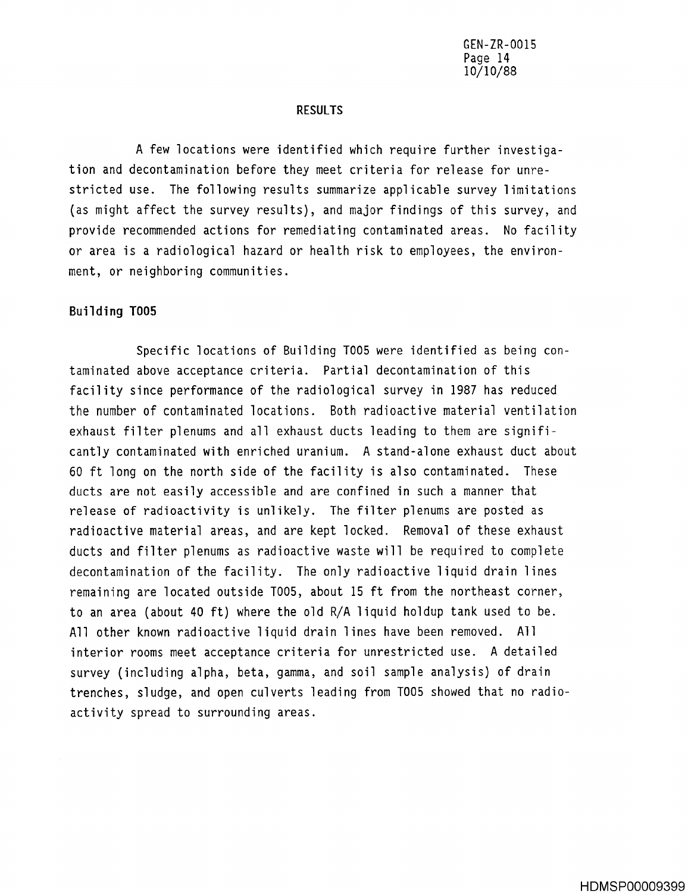## RESULTS

A few locations were identified which require further investigation and decontamination before they meet criteria for release for unrestricted use. The following results summarize applicable survey limitations (as might affect the survey results), and major findings of this survey, and provide recommended actions for remediating contaminated areas. No facility or area is a radiological hazard or health risk to employees, the environment, or neighboring communities.

### Building T005

Specific locations of Building T005 were identified as being contaminated above acceptance criteria. Partial decontamination of this facility since performance of the radiological survey in 1987 has reduced the number of contaminated locations. Both radioactive material ventilation exhaust filter plenums and all exhaust ducts leading to them are significantly contaminated with enriched uranium. A stand-alone exhaust duct about 60 ft long on the north side of the facility is also contaminated. These ducts are not easily accessible and are confined in such a manner that release of radioactivity is unlikely. The filter plenums are posted as radioactive material areas, and are kept locked. Removal of these exhaust ducts and filter plenums as radioactive waste will be required to complete decontamination of the facility. The only radioactive liquid drain lines remaining are located outside T005, about 15 ft from the northeast corner, to an area (about 40 ft) where the old R/A liquid holdup tank used to be. All other known radioactive liquid drain lines have been removed. All interior rooms meet acceptance criteria for unrestricted use. A detailed survey (including alpha, beta, gamma, and soil sample analysis) of drain trenches, sludge, and open culverts leading from T005 showed that no radioactivity spread to surrounding areas.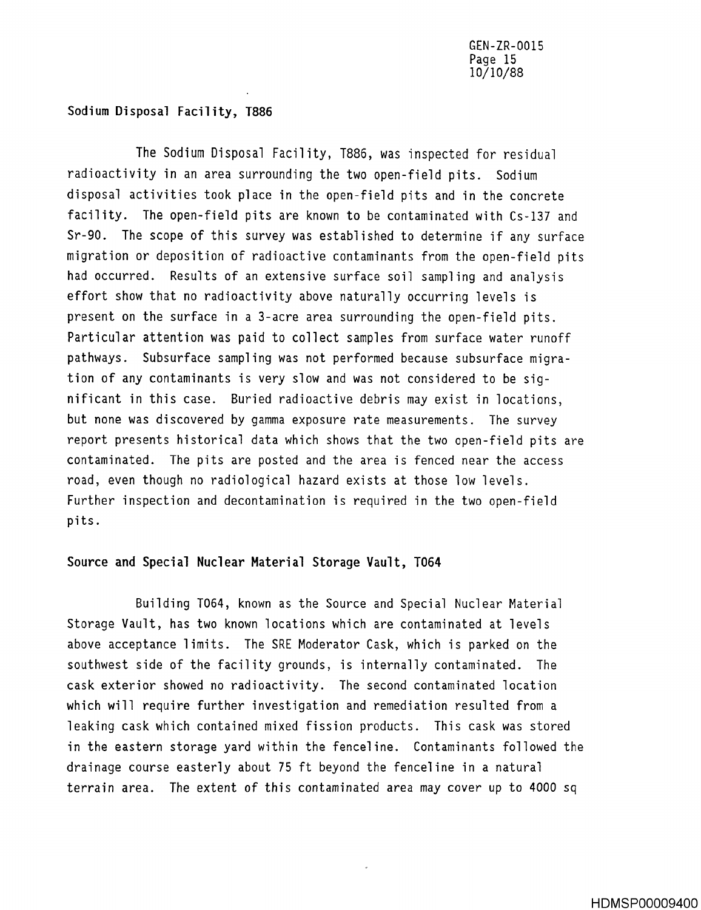### Sodium Disposal Facility, T886

The Sodium Disposal Facility, T886, was inspected for residual radioactivity in an area surrounding the two open-field pits. Sodium disposal activities took place in the open-field pits and in the concrete facility. The open-field pits are known to be contaminated with Cs-137 and Sr-90. The scope of this survey was established to determine if any surface migration or deposition of radioactive contaminants from the open-field pits had occurred. Results of an extensive surface soil sampling and analysis effort show that no radioactivity above naturally occurring levels is present on the surface in a 3-acre area surrounding the open-field pits. Particular attention was paid to collect samples from surface water runoff pathways. Subsurface sampling was not performed because subsurface migration of any contaminants is very slow and was not considered to be significant in this case. Buried radioactive debris may exist in locations, but none was discovered by gamma exposure rate measurements. The survey report presents historical data which shows that the two open-field pits are contaminated. The pits are posted and the area is fenced near the access road, even though no radiological hazard exists at those low levels. Further inspection and decontamination is required in the two open-field pits.

### Source and Special Nuclear Material Storage Vault, T064

Building T064, known as the Source and Special Nuclear Material Storage Vault, has two known locations which are contaminated at levels above acceptance limits. The SRE Moderator Cask, which is parked on the southwest side of the facility grounds, is internally contaminated. The cask exterior showed no radioactivity. The second contaminated location which will require further investigation and remediation resulted from a leaking cask which contained mixed fission products. This cask was stored in the eastern storage yard within the fenceline. Contaminants followed the drainage course easterly about 75 ft beyond the fenceline in a natural terrain area. The extent of this contaminated area may cover up to 4000 sq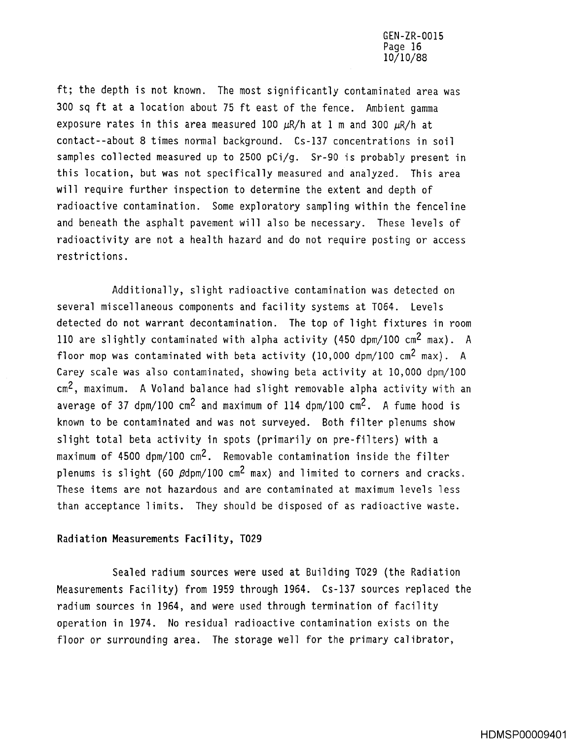ft; the depth is not known. The most significantly contaminated area was 300 sq ft at a location about 75 ft east of the fence. Ambient gamma exposure rates in this area measured 100 $\mu$R/h at 1 m and 300 $\mu$R/h at contact--about 8 times normal background. Cs-137 concentrations in soil samples collected measured up to 2500 pCi/g. Sr-90 is probably present in this location, but was not specifically measured and analyzed. This area will require further inspection to determine the extent and depth of radioactive contamination. Some exploratory sampling within the fenceline and beneath the asphalt pavement will also be necessary. These levels of radioactivity are not a health hazard and do not require posting or access restrictions.

Additionally, slight radioactive contamination was detected on several miscellaneous components and facility systems at T064. Levels detected do not warrant decontamination. The top of light fixtures in room 110 are slightly contaminated with alpha activity (450 dpm/100 $cm^2$ max). A floor mop was contaminated with beta activity (10,000 dpm/100 $cm^2$ max). A Carey scale was also contaminated, showing beta activity at 10,000 dpm/100 $cm^2$, maximum. A Voland balance had slight removable alpha activity with an average of 37 dpm/100 $cm^2$ and maximum of 114 dpm/100 $cm^2$. A fume hood is known to be contaminated and was not surveyed. Both filter plenums show slight total beta activity in spots (primarily on pre-filters) with a maximum of 4500 dpm/100 $cm^2$. Removable contamination inside the filter plenums is slight (60 $\beta$dpm/100 $cm^2$ max) and limited to corners and cracks. These items are not hazardous and are contaminated at maximum levels less than acceptance limits. They should be disposed of as radioactive waste.

### Radiation Measurements Facility, T029

Sealed radium sources were used at Building T029 (the Radiation Measurements Facility) from 1959 through 1964. Cs-137 sources replaced the radium sources in 1964, and were used through termination of facility operation in 1974. No residual radioactive contamination exists on the floor or surrounding area. The storage well for the primary calibrator,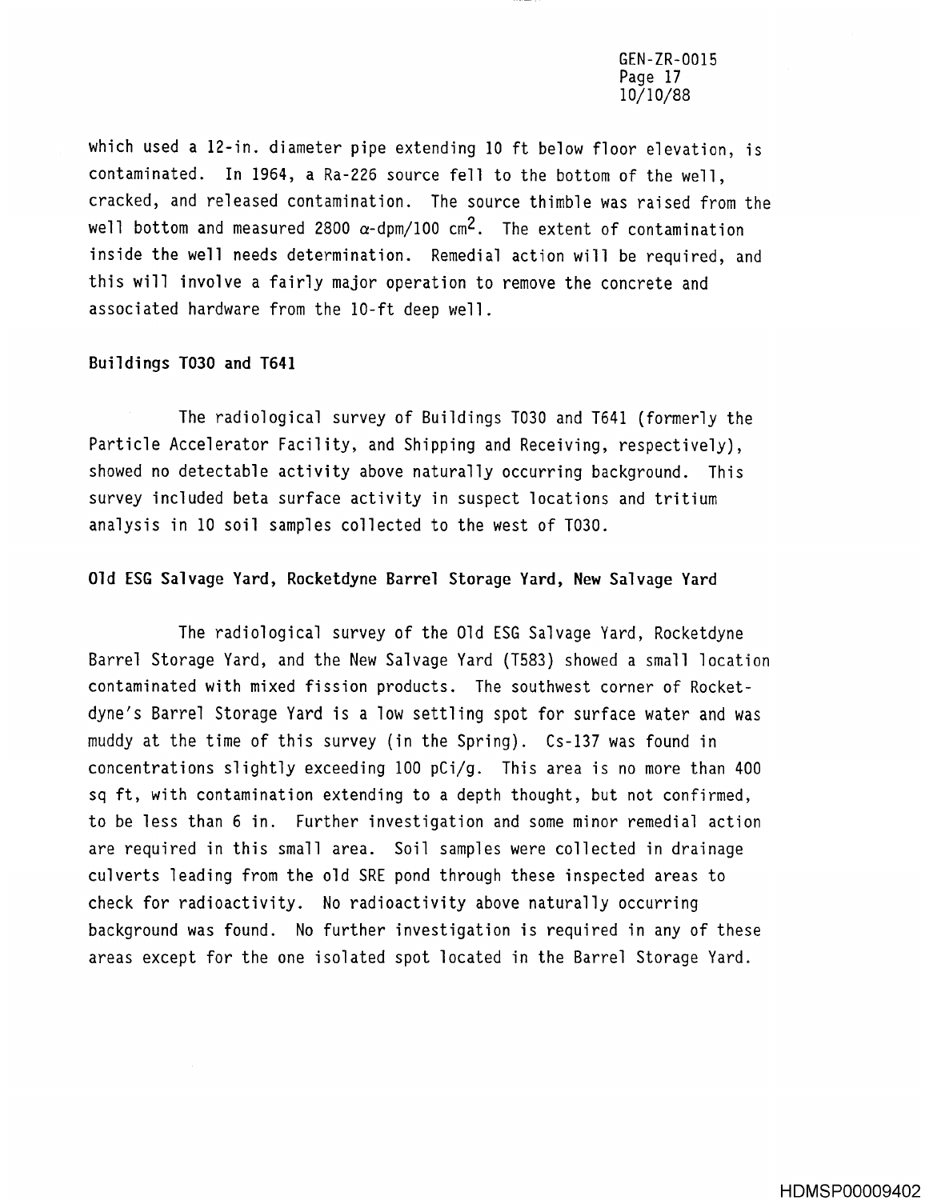which used a 12-in. diameter pipe extending 10 ft below floor elevation, is contaminated. In 1964, a Ra-226 source fell to the bottom of the well, cracked, and released contamination. The source thimble was raised from the well bottom and measured 2800 $\alpha$-dpm/100 $cm^2$. The extent of contamination inside the well needs determination. Remedial action will be required, and this will involve a fairly major operation to remove the concrete and associated hardware from the 10-ft deep well.

**Buildings T030 and T641**

The radiological survey of Buildings T030 and T641 (formerly the Particle Accelerator Facility, and Shipping and Receiving, respectively), showed no detectable activity above naturally occurring background. This survey included beta surface activity in suspect locations and tritium analysis in 10 soil samples collected to the west of T030.

**Old ESG Salvage Yard, Rocketdyne Barrel Storage Yard, New Salvage Yard**

The radiological survey of the Old ESG Salvage Yard, Rocketdyne Barrel Storage Yard, and the New Salvage Yard (T583) showed a small location contaminated with mixed fission products. The southwest corner of Rocketdyne's Barrel Storage Yard is a low settling spot for surface water and was muddy at the time of this survey (in the Spring). Cs-137 was found in concentrations slightly exceeding 100 pCi/g. This area is no more than 400 sq ft, with contamination extending to a depth thought, but not confirmed, to be less than 6 in. Further investigation and some minor remedial action are required in this small area. Soil samples were collected in drainage culverts leading from the old SRE pond through these inspected areas to check for radioactivity. No radioactivity above naturally occurring background was found. No further investigation is required in any of these areas except for the one isolated spot located in the Barrel Storage Yard.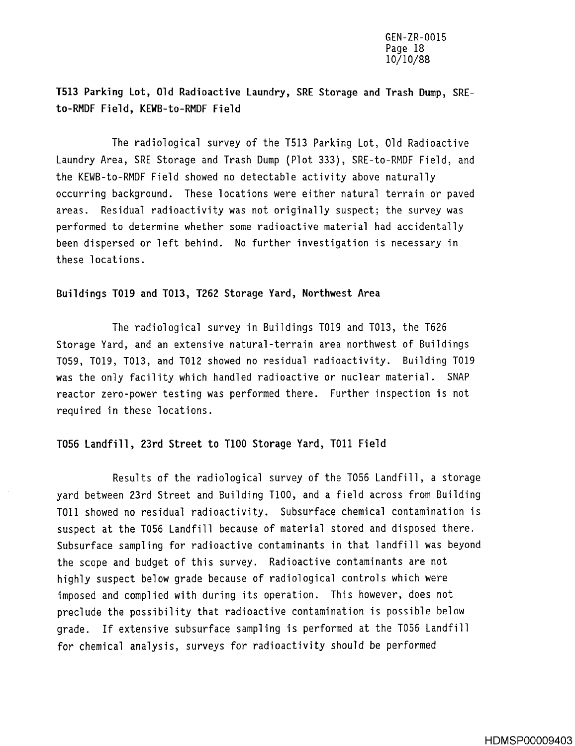### T513 Parking Lot, Old Radioactive Laundry, SRE Storage and Trash Dump, SRE-to-RMDF Field, KEWB-to-RMDF Field

The radiological survey of the T513 Parking Lot, Old Radioactive Laundry Area, SRE Storage and Trash Dump (Plot 333), SRE-to-RMDF Field, and the KEWB-to-RMDF Field showed no detectable activity above naturally occurring background. These locations were either natural terrain or paved areas. Residual radioactivity was not originally suspect; the survey was performed to determine whether some radioactive material had accidentally been dispersed or left behind. No further investigation is necessary in these locations.

### Buildings T019 and T013, T262 Storage Yard, Northwest Area

The radiological survey in Buildings T019 and T013, the T626 Storage Yard, and an extensive natural-terrain area northwest of Buildings T059, T019, T013, and T012 showed no residual radioactivity. Building T019 was the only facility which handled radioactive or nuclear material. SNAP reactor zero-power testing was performed there. Further inspection is not required in these locations.

### T056 Landfill, 23rd Street to T100 Storage Yard, T011 Field

Results of the radiological survey of the T056 Landfill, a storage yard between 23rd Street and Building T100, and a field across from Building T011 showed no residual radioactivity. Subsurface chemical contamination is suspect at the T056 Landfill because of material stored and disposed there. Subsurface sampling for radioactive contaminants in that landfill was beyond the scope and budget of this survey. Radioactive contaminants are not highly suspect below grade because of radiological controls which were imposed and complied with during its operation. This however, does not preclude the possibility that radioactive contamination is possible below grade. If extensive subsurface sampling is performed at the T056 Landfill for chemical analysis, surveys for radioactivity should be performed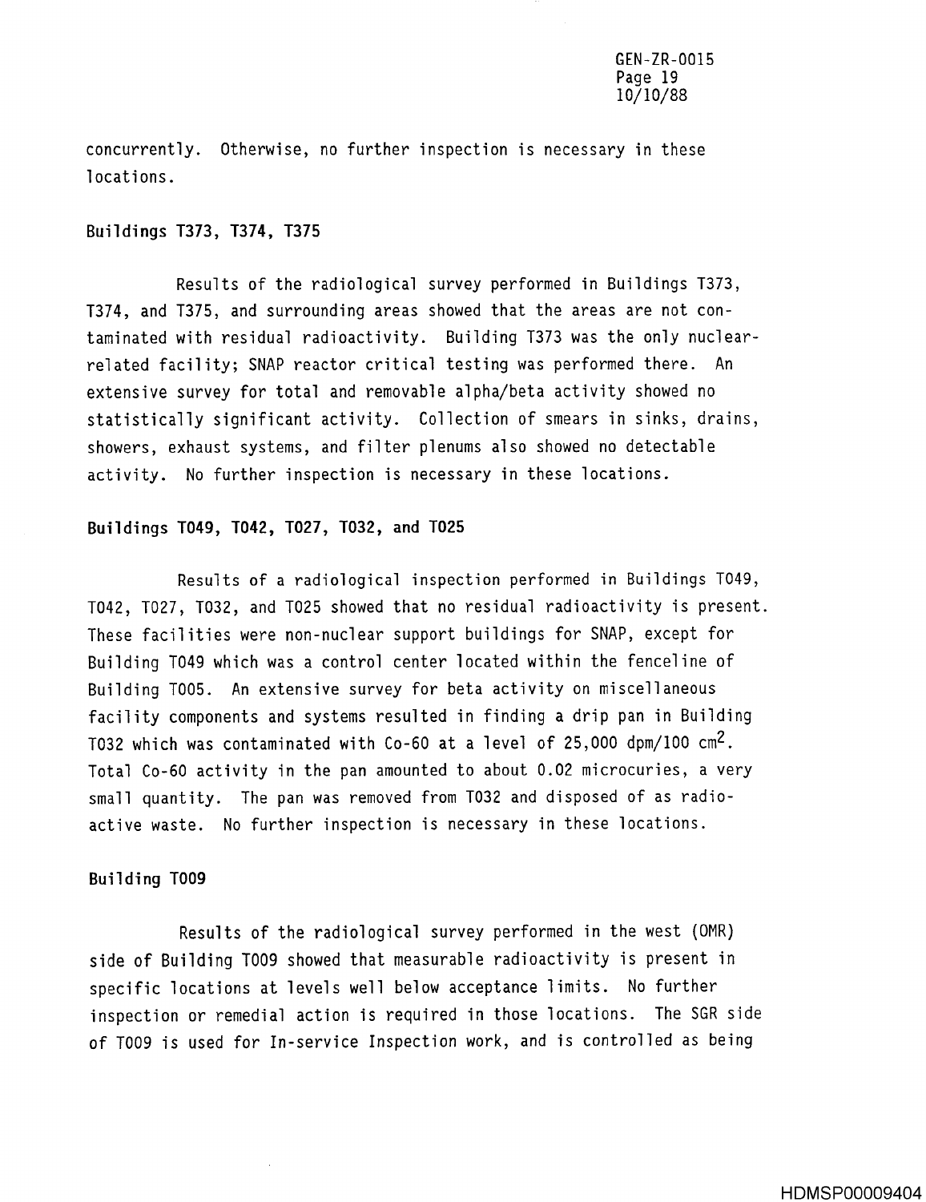concurrently. Otherwise, no further inspection is necessary in these locations.

**Buildings T373, T374, T375**

Results of the radiological survey performed in Buildings T373, T374, and T375, and surrounding areas showed that the areas are not contaminated with residual radioactivity. Building T373 was the only nuclear-related facility; SNAP reactor critical testing was performed there. An extensive survey for total and removable alpha/beta activity showed no statistically significant activity. Collection of smears in sinks, drains, showers, exhaust systems, and filter plenums also showed no detectable activity. No further inspection is necessary in these locations.

**Buildings T049, T042, T027, T032, and T025**

Results of a radiological inspection performed in Buildings T049, T042, T027, T032, and T025 showed that no residual radioactivity is present. These facilities were non-nuclear support buildings for SNAP, except for Building T049 which was a control center located within the fenceline of Building T005. An extensive survey for beta activity on miscellaneous facility components and systems resulted in finding a drip pan in Building T032 which was contaminated with Co-60 at a level of 25,000 dpm/100 $cm^2$. Total Co-60 activity in the pan amounted to about 0.02 microcuries, a very small quantity. The pan was removed from T032 and disposed of as radioactive waste. No further inspection is necessary in these locations.

**Building T009**

Results of the radiological survey performed in the west (OMR) side of Building T009 showed that measurable radioactivity is present in specific locations at levels well below acceptance limits. No further inspection or remedial action is required in those locations. The SGR side of T009 is used for In-service Inspection work, and is controlled as being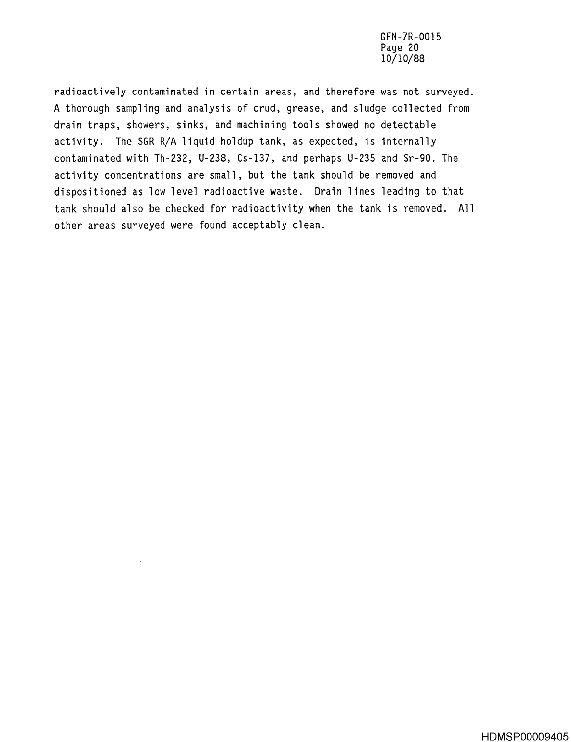radioactively contaminated in certain areas, and therefore was not surveyed. A thorough sampling and analysis of crud, grease, and sludge collected from drain traps, showers, sinks, and machining tools showed no detectable activity. The SGR R/A liquid holdup tank, as expected, is internally contaminated with Th-232, U-238, Cs-137, and perhaps U-235 and Sr-90. The activity concentrations are small, but the tank should be removed and dispositioned as low level radioactive waste. Drain lines leading to that tank should also be checked for radioactivity when the tank is removed. All other areas surveyed were found acceptably clean.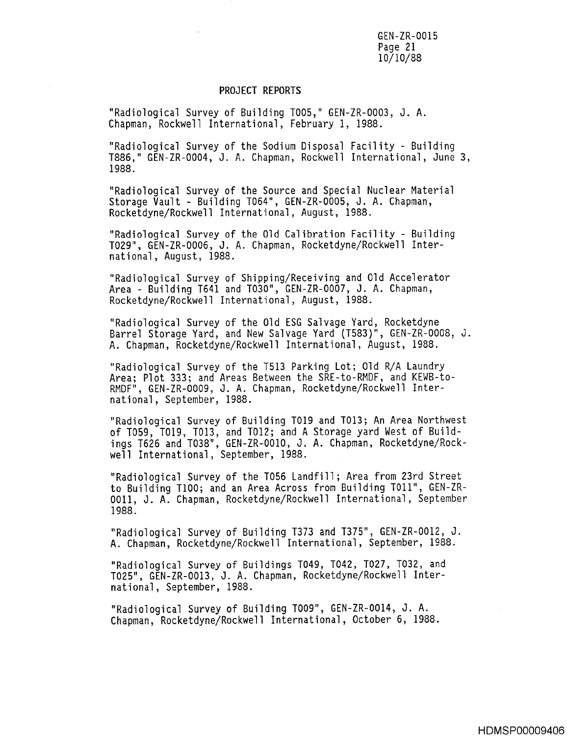## PROJECT REPORTS

"Radiological Survey of Building T005," GEN-ZR-0003, J. A. Chapman, Rockwell International, February 1, 1988.

"Radiological Survey of the Sodium Disposal Facility - Building T886," GEN-ZR-0004, J. A. Chapman, Rockwell International, June 3, 1988.

"Radiological Survey of the Source and Special Nuclear Material Storage Vault - Building T064", GEN-ZR-0005, J. A. Chapman, Rocketdyne/Rockwell International, August, 1988.

"Radiological Survey of the Old Calibration Facility - Building T029", GEN-ZR-0006, J. A. Chapman, Rocketdyne/Rockwell International, August, 1988.

"Radiological Survey of Shipping/Receiving and Old Accelerator Area - Building T641 and T030", GEN-ZR-0007, J. A. Chapman, Rocketdyne/Rockwell International, August, 1988.

"Radiological Survey of the Old ESG Salvage Yard, Rocketdyne Barrel Storage Yard, and New Salvage Yard (T583)", GEN-ZR-0008, J. A. Chapman, Rocketdyne/Rockwell International, August, 1988.

"Radiological Survey of the T513 Parking Lot; Old R/A Laundry Area; Plot 333; and Areas Between the SRE-to-RMDF, and KEWB-to-RMDF", GEN-ZR-0009, J. A. Chapman, Rocketdyne/Rockwell International, September, 1988.

"Radiological Survey of Building T019 and T013; An Area Northwest of T059, T019, T013, and T012; and A Storage yard West of Buildings T626 and T038", GEN-ZR-0010, J. A. Chapman, Rocketdyne/Rockwell International, September, 1988.

"Radiological Survey of the T056 Landfill; Area from 23rd Street to Building T100; and an Area Across from Building T011", GEN-ZR-0011, J. A. Chapman, Rocketdyne/Rockwell International, September 1988.

"Radiological Survey of Building T373 and T375", GEN-ZR-0012, J. A. Chapman, Rocketdyne/Rockwell International, September, 1988.

"Radiological Survey of Buildings T049, T042, T027, T032, and T025", GEN-ZR-0013, J. A. Chapman, Rocketdyne/Rockwell International, September, 1988.

"Radiological Survey of Building T009", GEN-ZR-0014, J. A. Chapman, Rocketdyne/Rockwell International, October 6, 1988.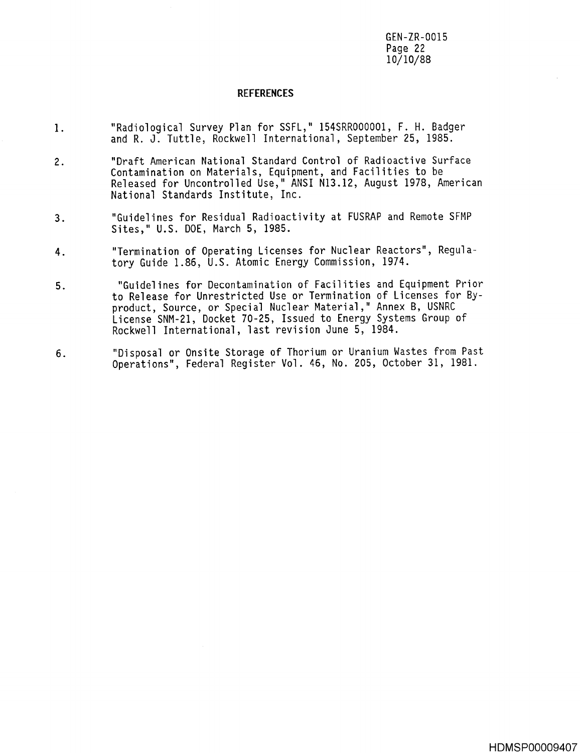## REFERENCES

1. "Radiological Survey Plan for SSFL," 154SRR000001, F. H. Badger and R. J. Tuttle, Rockwell International, September 25, 1985.

2. "Draft American National Standard Control of Radioactive Surface Contamination on Materials, Equipment, and Facilities to be Released for Uncontrolled Use," ANSI N13.12, August 1978, American National Standards Institute, Inc.

3. "Guidelines for Residual Radioactivity at FUSRAP and Remote SFMP Sites," U.S. DOE, March 5, 1985.

4. "Termination of Operating Licenses for Nuclear Reactors", Regulatory Guide 1.86, U.S. Atomic Energy Commission, 1974.

5. "Guidelines for Decontamination of Facilities and Equipment Prior to Release for Unrestricted Use or Termination of Licenses for By-product, Source, or Special Nuclear Material," Annex B, USNRC License SNM-21, Docket 70-25, Issued to Energy Systems Group of Rockwell International, last revision June 5, 1984.

6. "Disposal or Onsite Storage of Thorium or Uranium Wastes from Past Operations", Federal Register Vol. 46, No. 205, October 31, 1981.

HDMSP00009407